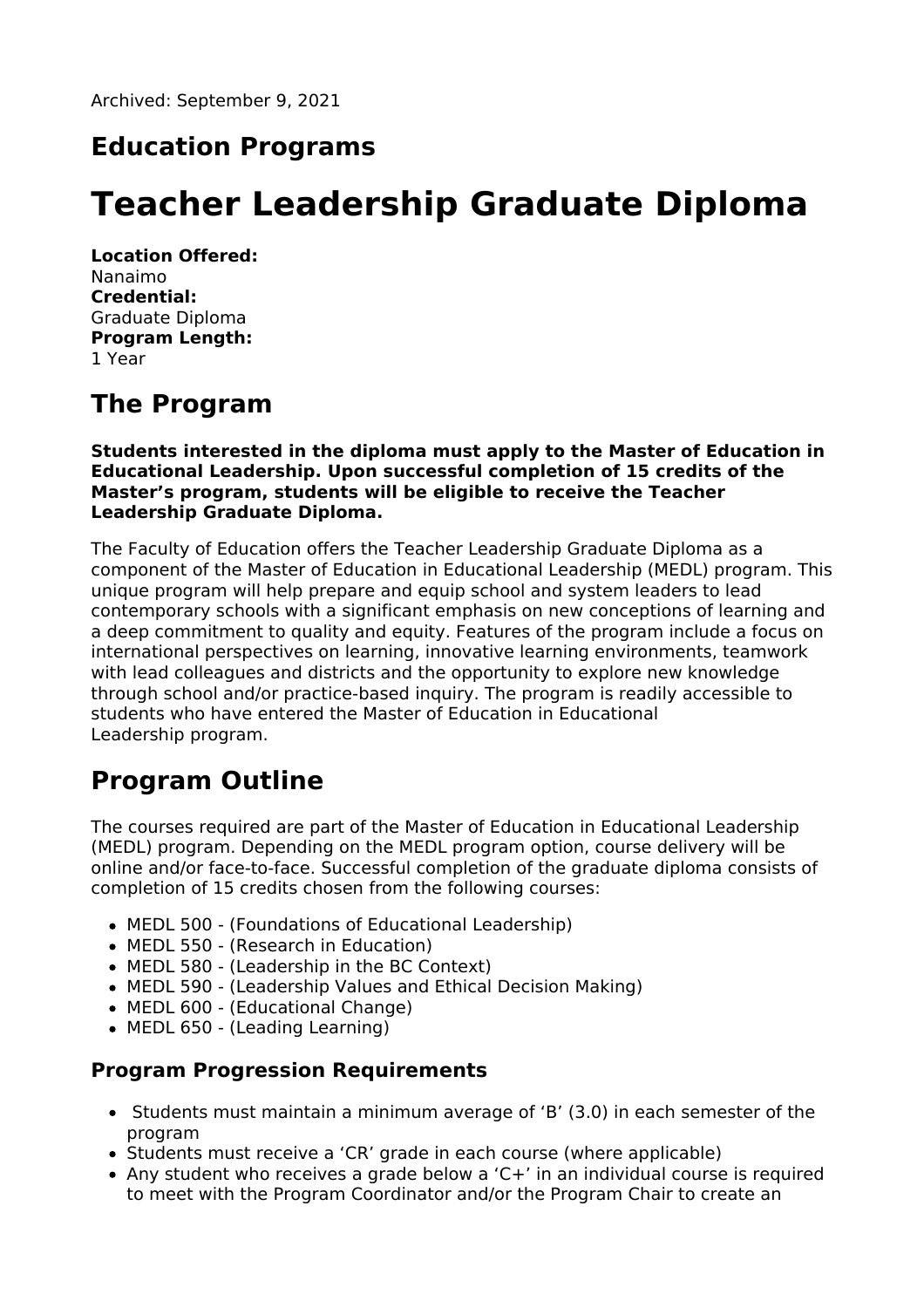Archived: September 9, 2021

## Education Programs

# Teacher Leadership Graduate Diploma

**Location Offered:**
Nanaimo
**Credential:**
Graduate Diploma
**Program Length:**
1 Year

## The Program

**Students interested in the diploma must apply to the Master of Education in Educational Leadership. Upon successful completion of 15 credits of the Master's program, students will be eligible to receive the Teacher Leadership Graduate Diploma.**

The Faculty of Education offers the Teacher Leadership Graduate Diploma as a component of the Master of Education in Educational Leadership (MEDL) program. This unique program will help prepare and equip school and system leaders to lead contemporary schools with a significant emphasis on new conceptions of learning and a deep commitment to quality and equity. Features of the program include a focus on international perspectives on learning, innovative learning environments, teamwork with lead colleagues and districts and the opportunity to explore new knowledge through school and/or practice-based inquiry. The program is readily accessible to students who have entered the Master of Education in Educational Leadership program.

## Program Outline

The courses required are part of the Master of Education in Educational Leadership (MEDL) program. Depending on the MEDL program option, course delivery will be online and/or face-to-face. Successful completion of the graduate diploma consists of completion of 15 credits chosen from the following courses:

- MEDL 500 - (Foundations of Educational Leadership)
- MEDL 550 - (Research in Education)
- MEDL 580 - (Leadership in the BC Context)
- MEDL 590 - (Leadership Values and Ethical Decision Making)
- MEDL 600 - (Educational Change)
- MEDL 650 - (Leading Learning)

### Program Progression Requirements

- Students must maintain a minimum average of 'B' (3.0) in each semester of the program
- Students must receive a 'CR' grade in each course (where applicable)
- Any student who receives a grade below a 'C+' in an individual course is required to meet with the Program Coordinator and/or the Program Chair to create an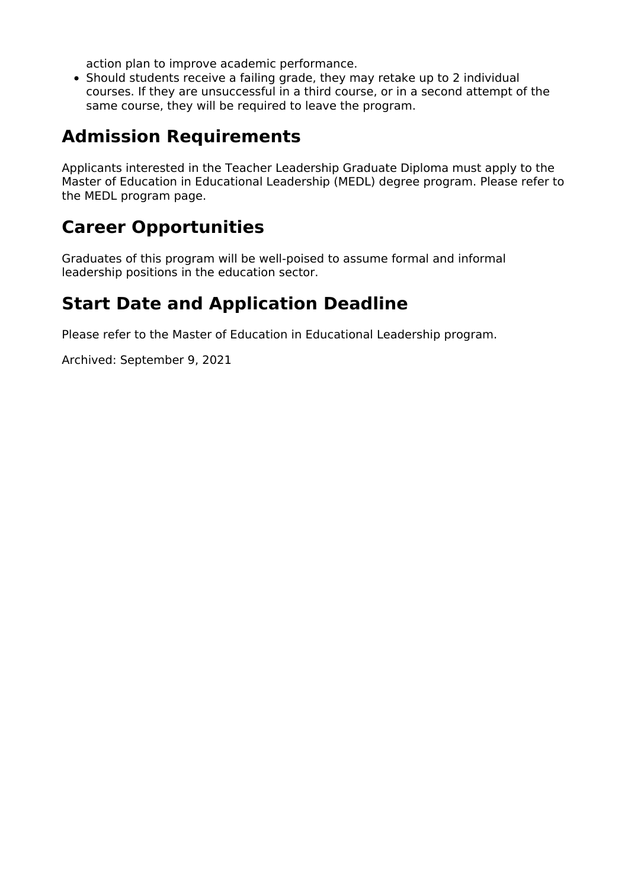action plan to improve academic performance.

- Should students receive a failing grade, they may retake up to 2 individual courses. If they are unsuccessful in a third course, or in a second attempt of the same course, they will be required to leave the program.

## Admission Requirements

Applicants interested in the Teacher Leadership Graduate Diploma must apply to the Master of Education in Educational Leadership (MEDL) degree program. Please refer to the MEDL program page.

## Career Opportunities

Graduates of this program will be well-poised to assume formal and informal leadership positions in the education sector.

## Start Date and Application Deadline

Please refer to the Master of Education in Educational Leadership program.

Archived: September 9, 2021